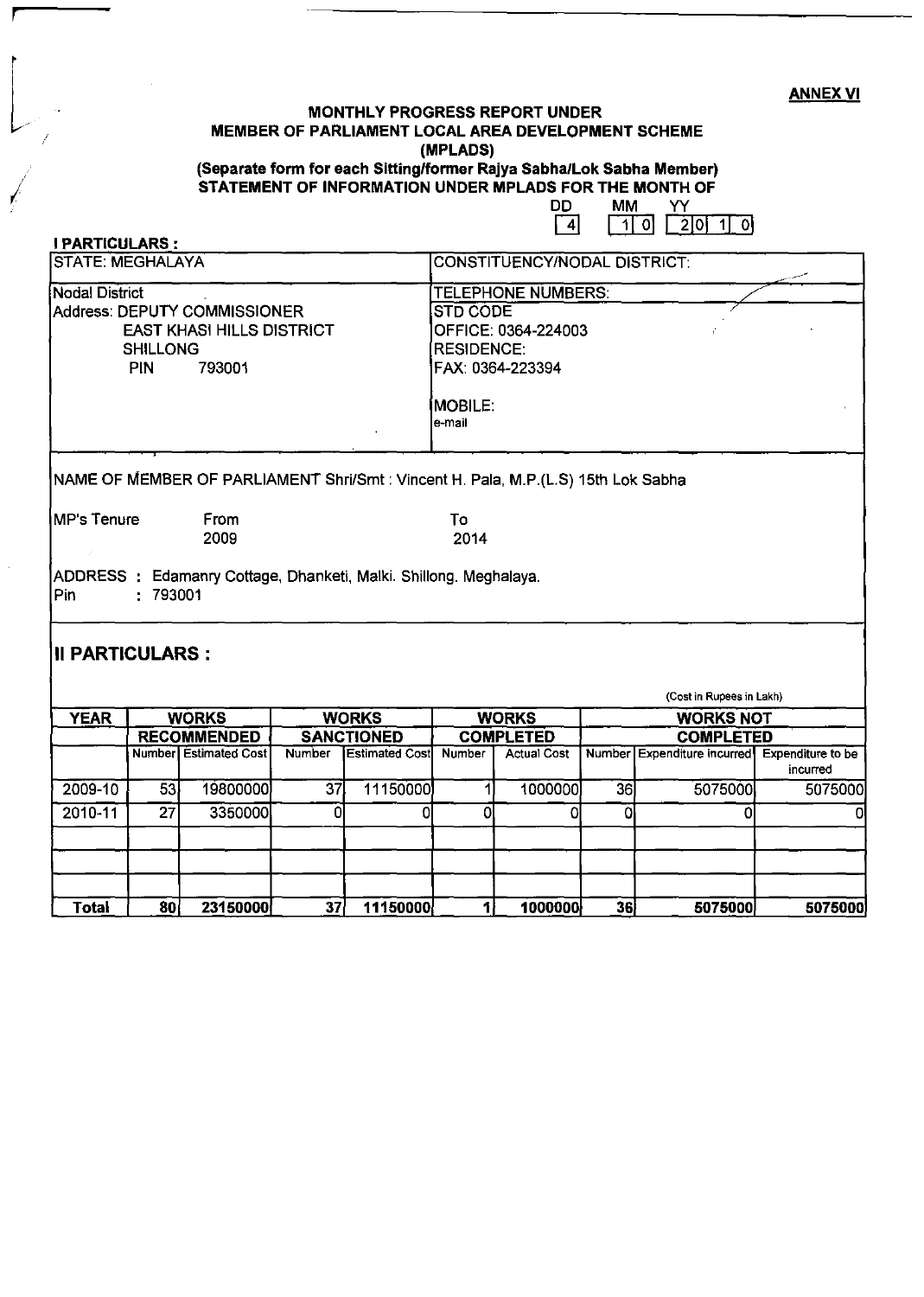**ANNEX VI**

# MONTHLY PROGRESS REPORT UNDER MEMBER OF PARLIAMENT LOCAL AREA DEVELOPMENT SCHEME (MPLADS)

**(Separate form for each Sitting/former Rajya Sabha/Lok Sabha Member)**

**STATEMENT OF INFORMATION UNDER MPLADS FOR THE MONTH OF**

| DD | MM | YY |
|---|---|---|
| 4 | 1 0 | 2 0 1 0 |

## I PARTICULARS :

| STATE: MEGHALAYA | CONSTITUENCY/NODAL DISTRICT: |
|---|---|
| Nodal District<br>Address: DEPUTY COMMISSIONER<br>EAST KHASI HILLS DISTRICT<br>SHILLONG<br>PIN 793001 | TELEPHONE NUMBERS:<br>STD CODE<br>OFFICE: 0364-224003<br>RESIDENCE:<br>FAX: 0364-223394<br><br>MOBILE:<br>e-mail |

NAME OF MEMBER OF PARLIAMENT Shri/Smt : Vincent H. Pala, M.P.(L.S) 15th Lok Sabha

MP's Tenure From 2009 To 2014

ADDRESS : Edamanry Cottage, Dhanketi, Malki. Shillong. Meghalaya.

Pin : 793001

## II PARTICULARS :

(Cost in Rupees in Lakh)

| YEAR | WORKS RECOMMENDED | | WORKS SANCTIONED | | WORKS COMPLETED | | WORKS NOT COMPLETED | | |
|---|---|---|---|---|---|---|---|---|---|
| | Number | Estimated Cost | Number | Estimated Cost | Number | Actual Cost | Number | Expenditure incurred | Expenditure to be incurred |
| 2009-10 | 53 | 19800000 | 37 | 11150000 | 1 | 1000000 | 36 | 5075000 | 5075000 |
| 2010-11 | 27 | 3350000 | 0 | 0 | 0 | 0 | 0 | 0 | 0 |
| | | | | | | | | | |
| | | | | | | | | | |
| | | | | | | | | | |
| **Total** | **80** | **23150000** | **37** | **11150000** | **1** | **1000000** | **36** | **5075000** | **5075000** |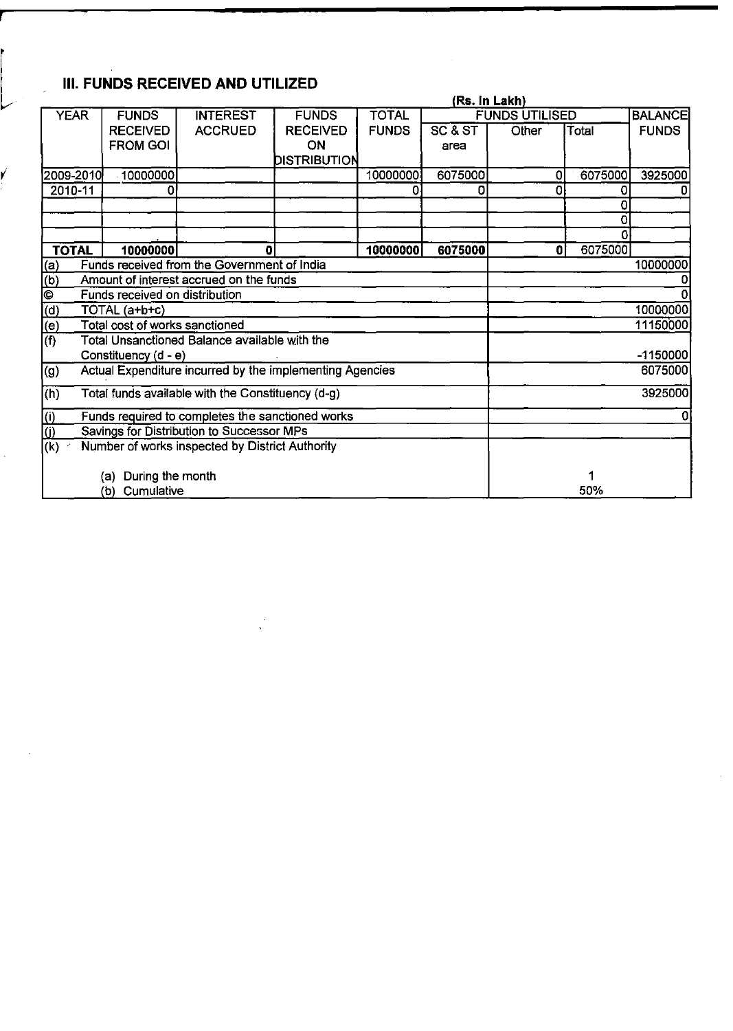## III. FUNDS RECEIVED AND UTILIZED

(Rs. In Lakh)

| YEAR | FUNDS RECEIVED FROM GOI | INTEREST ACCRUED | FUNDS RECEIVED ON DISTRIBUTION | TOTAL FUNDS | FUNDS UTILISED | | | BALANCE FUNDS |
|---|---|---|---|---|---|---|---|---|
| | | | | | SC & ST area | Other | Total | |
| 2009-2010 | 10000000 | | | 10000000 | 6075000 | 0 | 6075000 | 3925000 |
| 2010-11 | 0 | | | 0 | 0 | 0 | 0 | 0 |
| | | | | | | | 0 | |
| | | | | | | | 0 | |
| | | | | | | | 0 | |
| **TOTAL** | **10000000** | **0** | | **10000000** | **6075000** | **0** | 6075000 | |

| | | |
|---|---|---|
| (a) | Funds received from the Government of India | 10000000 |
| (b) | Amount of interest accrued on the funds | 0 |
| © | Funds received on distribution | 0 |
| (d) | TOTAL (a+b+c) | 10000000 |
| (e) | Total cost of works sanctioned | 11150000 |
| (f) | Total Unsanctioned Balance available with the Constituency (d - e) | -1150000 |
| (g) | Actual Expenditure incurred by the implementing Agencies | 6075000 |
| (h) | Total funds available with the Constituency (d-g) | 3925000 |
| (i) | Funds required to completes the sanctioned works | 0 |
| (j) | Savings for Distribution to Successor MPs | |
| (k) | Number of works inspected by District Authority | |
| | (a) During the month | 1 |
| | (b) Cumulative | 50% |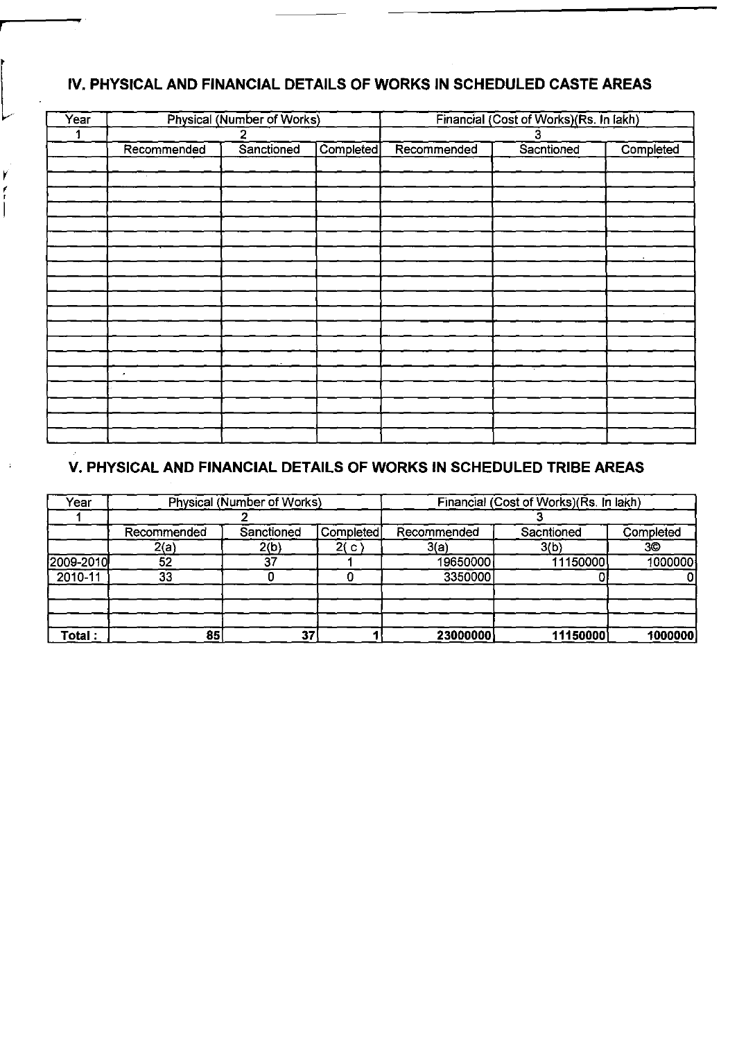## IV. PHYSICAL AND FINANCIAL DETAILS OF WORKS IN SCHEDULED CASTE AREAS

| Year | Physical (Number of Works) | | | Financial (Cost of Works)(Rs. In lakh) | | |
|---|---|---|---|---|---|---|
| 1 | 2 | | | 3 | | |
| | Recommended | Sanctioned | Completed | Recommended | Sacntioned | Completed |
| | | | | | | |
| | | | | | | |
| | | | | | | |
| | | | | | | |
| | | | | | | |
| | | | | | | |
| | | | | | | |
| | | | | | | |
| | | | | | | |
| | | | | | | |
| | | | | | | |
| | | | | | | |
| | | | | | | |
| | | | | | | |
| | | | | | | |
| | | | | | | |
| | | | | | | |
| | | | | | | |

## V. PHYSICAL AND FINANCIAL DETAILS OF WORKS IN SCHEDULED TRIBE AREAS

| Year | Physical (Number of Works) | | | Financial (Cost of Works)(Rs. In lakh) | | |
|---|---|---|---|---|---|---|
| 1 | 2 | | | 3 | | |
| | Recommended | Sanctioned | Completed | Recommended | Sacntioned | Completed |
| | 2(a) | 2(b) | 2( c ) | 3(a) | 3(b) | 3© |
| 2009-2010 | 52 | 37 | 1 | 19650000 | 11150000 | 1000000 |
| 2010-11 | 33 | 0 | 0 | 3350000 | 0 | 0 |
| | | | | | | |
| | | | | | | |
| **Total :** | **85** | **37** | **1** | **23000000** | **11150000** | **1000000** |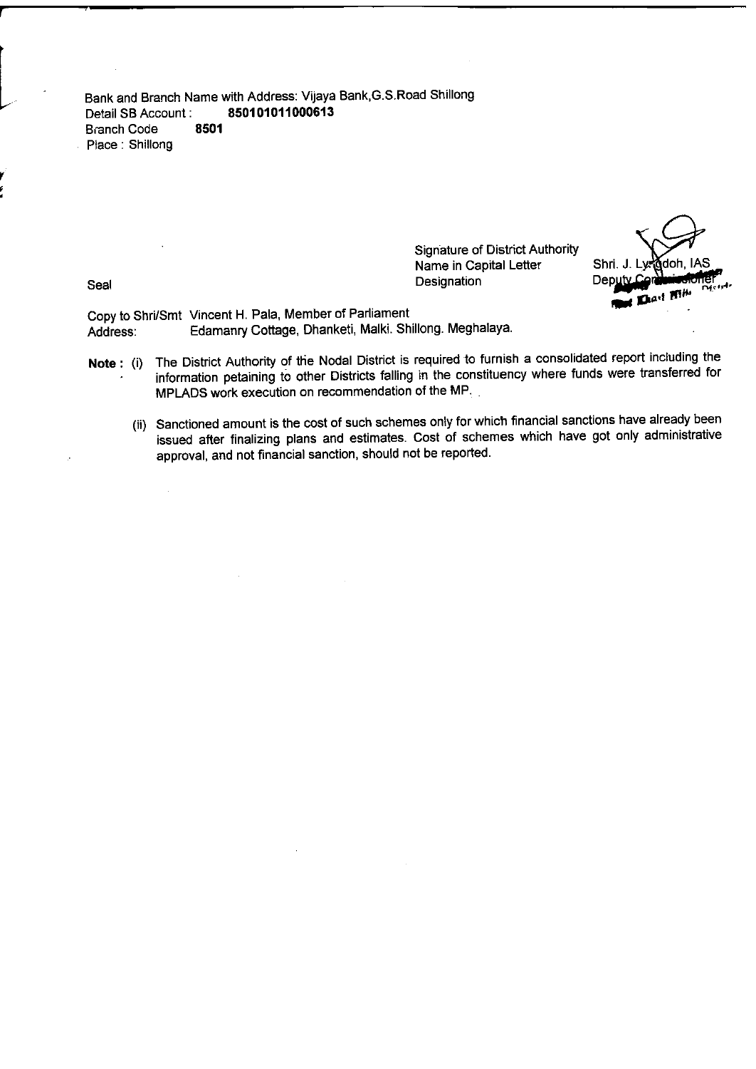Bank and Branch Name with Address: Vijaya Bank, G.S.Road Shillong
Detail SB Account : **850101011000613**
Branch Code **8501**
Place : Shillong

Signature of District Authority
Name in Capital Letter Shri. J. Lyngdoh, IAS
Designation Deputy Commissioner East Khasi Hills District

Seal

Copy to Shri/Smt Vincent H. Pala, Member of Parliament
Address: Edamanry Cottage, Dhanketi, Malki. Shillong. Meghalaya.

**Note :** (i) The District Authority of the Nodal District is required to furnish a consolidated report including the information petaining to other Districts falling in the constituency where funds were transferred for MPLADS work execution on recommendation of the MP.

(ii) Sanctioned amount is the cost of such schemes only for which financial sanctions have already been issued after finalizing plans and estimates. Cost of schemes which have got only administrative approval, and not financial sanction, should not be reported.